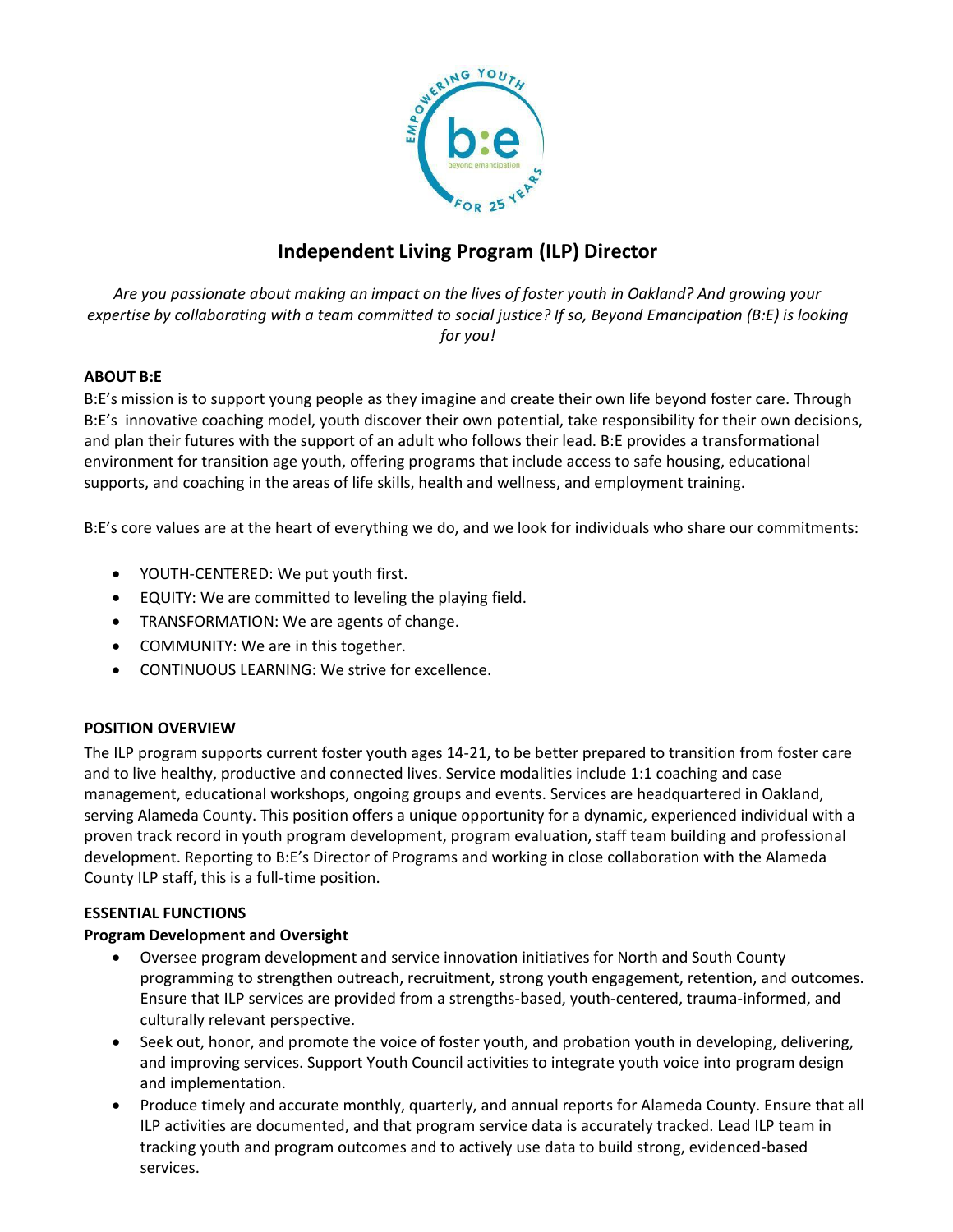# Independent Living Program (ILP) Director

*Are you passionate about making an impact on the lives of foster youth in Oakland? And growing your expertise by collaborating with a team committed to social justice? If so, Beyond Emancipation (B:E) is looking for you!*

**ABOUT B:E**

B:E's mission is to support young people as they imagine and create their own life beyond foster care. Through B:E's innovative coaching model, youth discover their own potential, take responsibility for their own decisions, and plan their futures with the support of an adult who follows their lead. B:E provides a transformational environment for transition age youth, offering programs that include access to safe housing, educational supports, and coaching in the areas of life skills, health and wellness, and employment training.

B:E's core values are at the heart of everything we do, and we look for individuals who share our commitments:

- YOUTH-CENTERED: We put youth first.
- EQUITY: We are committed to leveling the playing field.
- TRANSFORMATION: We are agents of change.
- COMMUNITY: We are in this together.
- CONTINUOUS LEARNING: We strive for excellence.

**POSITION OVERVIEW**

The ILP program supports current foster youth ages 14-21, to be better prepared to transition from foster care and to live healthy, productive and connected lives. Service modalities include 1:1 coaching and case management, educational workshops, ongoing groups and events. Services are headquartered in Oakland, serving Alameda County. This position offers a unique opportunity for a dynamic, experienced individual with a proven track record in youth program development, program evaluation, staff team building and professional development. Reporting to B:E's Director of Programs and working in close collaboration with the Alameda County ILP staff, this is a full-time position.

**ESSENTIAL FUNCTIONS**

**Program Development and Oversight**

- Oversee program development and service innovation initiatives for North and South County programming to strengthen outreach, recruitment, strong youth engagement, retention, and outcomes. Ensure that ILP services are provided from a strengths-based, youth-centered, trauma-informed, and culturally relevant perspective.
- Seek out, honor, and promote the voice of foster youth, and probation youth in developing, delivering, and improving services. Support Youth Council activities to integrate youth voice into program design and implementation.
- Produce timely and accurate monthly, quarterly, and annual reports for Alameda County. Ensure that all ILP activities are documented, and that program service data is accurately tracked. Lead ILP team in tracking youth and program outcomes and to actively use data to build strong, evidenced-based services.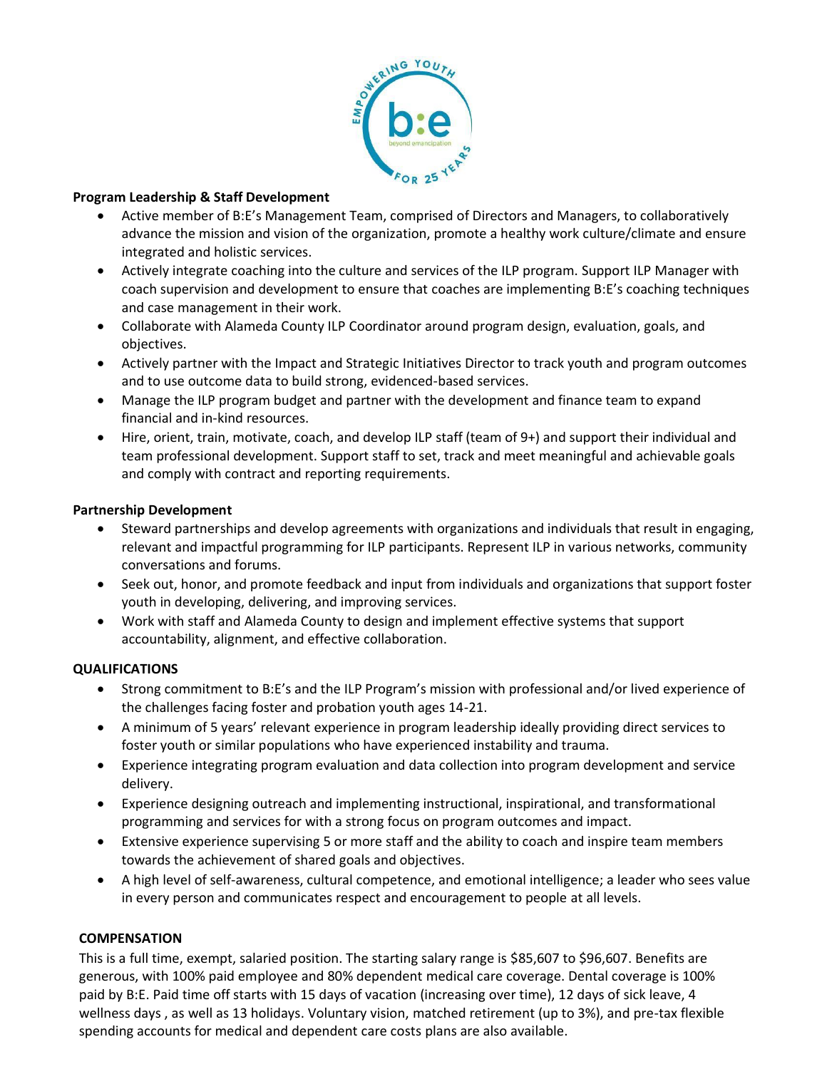**Program Leadership & Staff Development**

- Active member of B:E's Management Team, comprised of Directors and Managers, to collaboratively advance the mission and vision of the organization, promote a healthy work culture/climate and ensure integrated and holistic services.
- Actively integrate coaching into the culture and services of the ILP program. Support ILP Manager with coach supervision and development to ensure that coaches are implementing B:E's coaching techniques and case management in their work.
- Collaborate with Alameda County ILP Coordinator around program design, evaluation, goals, and objectives.
- Actively partner with the Impact and Strategic Initiatives Director to track youth and program outcomes and to use outcome data to build strong, evidenced-based services.
- Manage the ILP program budget and partner with the development and finance team to expand financial and in-kind resources.
- Hire, orient, train, motivate, coach, and develop ILP staff (team of 9+) and support their individual and team professional development. Support staff to set, track and meet meaningful and achievable goals and comply with contract and reporting requirements.

**Partnership Development**

- Steward partnerships and develop agreements with organizations and individuals that result in engaging, relevant and impactful programming for ILP participants. Represent ILP in various networks, community conversations and forums.
- Seek out, honor, and promote feedback and input from individuals and organizations that support foster youth in developing, delivering, and improving services.
- Work with staff and Alameda County to design and implement effective systems that support accountability, alignment, and effective collaboration.

**QUALIFICATIONS**

- Strong commitment to B:E's and the ILP Program's mission with professional and/or lived experience of the challenges facing foster and probation youth ages 14-21.
- A minimum of 5 years' relevant experience in program leadership ideally providing direct services to foster youth or similar populations who have experienced instability and trauma.
- Experience integrating program evaluation and data collection into program development and service delivery.
- Experience designing outreach and implementing instructional, inspirational, and transformational programming and services for with a strong focus on program outcomes and impact.
- Extensive experience supervising 5 or more staff and the ability to coach and inspire team members towards the achievement of shared goals and objectives.
- A high level of self-awareness, cultural competence, and emotional intelligence; a leader who sees value in every person and communicates respect and encouragement to people at all levels.

**COMPENSATION**

This is a full time, exempt, salaried position. The starting salary range is $85,607 to $96,607. Benefits are generous, with 100% paid employee and 80% dependent medical care coverage. Dental coverage is 100% paid by B:E. Paid time off starts with 15 days of vacation (increasing over time), 12 days of sick leave, 4 wellness days , as well as 13 holidays. Voluntary vision, matched retirement (up to 3%), and pre-tax flexible spending accounts for medical and dependent care costs plans are also available.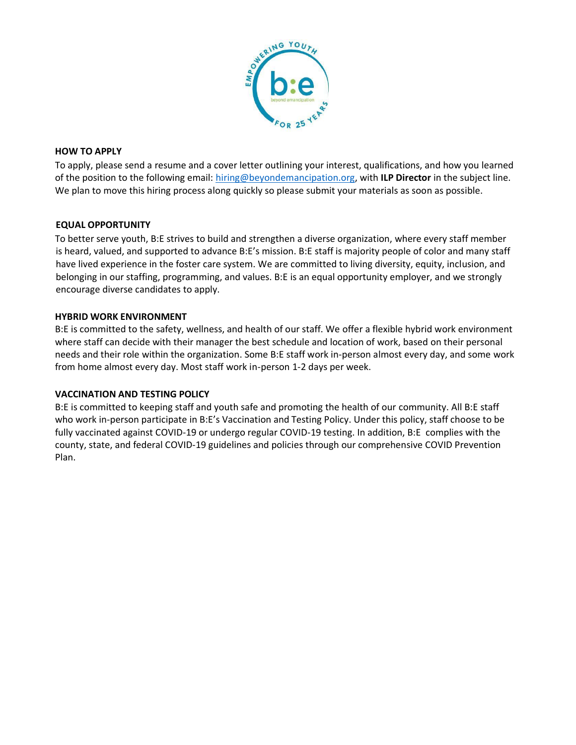## HOW TO APPLY

To apply, please send a resume and a cover letter outlining your interest, qualifications, and how you learned of the position to the following email: hiring@beyondemancipation.org, with **ILP Director** in the subject line. We plan to move this hiring process along quickly so please submit your materials as soon as possible.

## EQUAL OPPORTUNITY

To better serve youth, B:E strives to build and strengthen a diverse organization, where every staff member is heard, valued, and supported to advance B:E's mission. B:E staff is majority people of color and many staff have lived experience in the foster care system. We are committed to living diversity, equity, inclusion, and belonging in our staffing, programming, and values. B:E is an equal opportunity employer, and we strongly encourage diverse candidates to apply.

## HYBRID WORK ENVIRONMENT

B:E is committed to the safety, wellness, and health of our staff. We offer a flexible hybrid work environment where staff can decide with their manager the best schedule and location of work, based on their personal needs and their role within the organization. Some B:E staff work in-person almost every day, and some work from home almost every day. Most staff work in-person 1-2 days per week.

## VACCINATION AND TESTING POLICY

B:E is committed to keeping staff and youth safe and promoting the health of our community. All B:E staff who work in-person participate in B:E's Vaccination and Testing Policy. Under this policy, staff choose to be fully vaccinated against COVID-19 or undergo regular COVID-19 testing. In addition, B:E complies with the county, state, and federal COVID-19 guidelines and policies through our comprehensive COVID Prevention Plan.